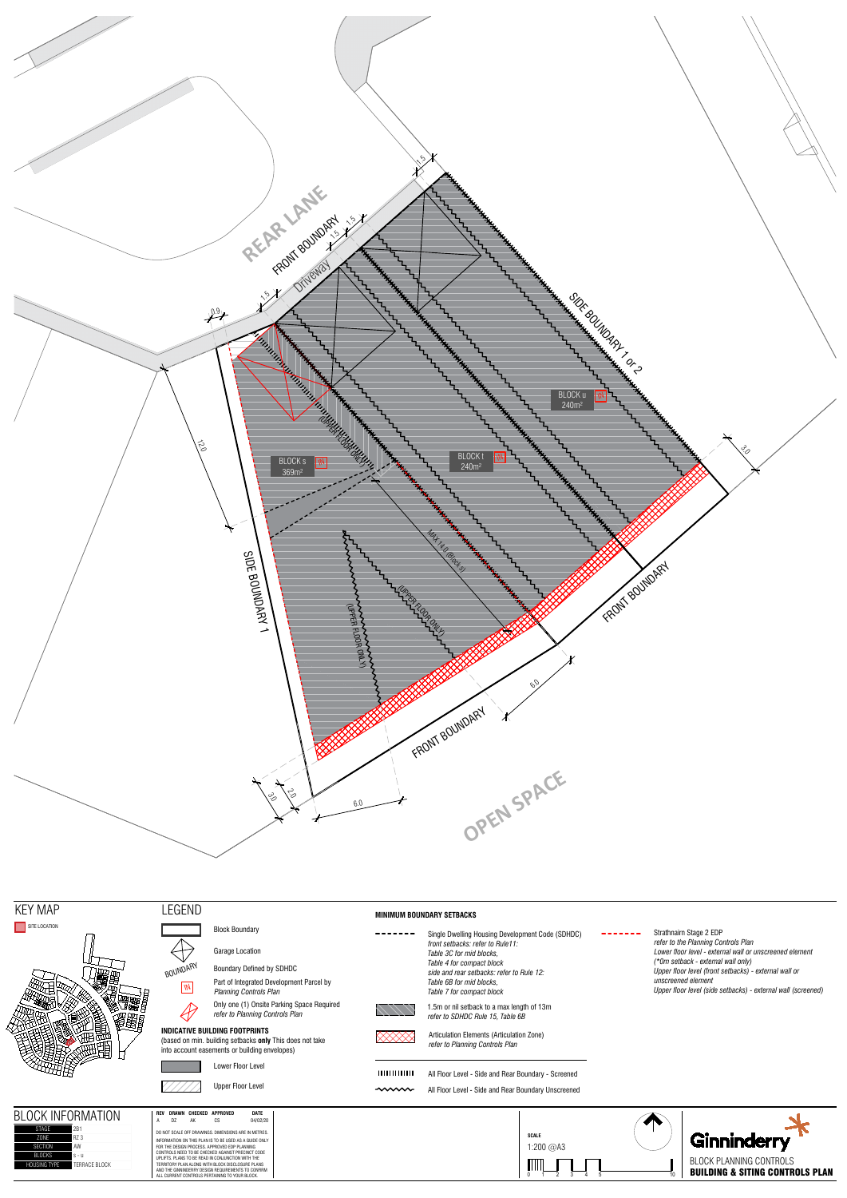REAR LANE

FRONT BOUNDARY

Driveway

1.5

1.5

1.5

1.5

0.9

SIDE BOUNDARY 1 or 2

BLOCK u
240m²

BLOCK t
240m²

BLOCK s
369m²

(UPPER FLOOR ONLY)

MAX 14.0 (Block s)

(UPPER FLOOR ONLY)

(UPPER FLOOR ONLY)

12.0

3.0

SIDE BOUNDARY 1

FRONT BOUNDARY

FRONT BOUNDARY

6.0

3.0

2.0

6.0

OPEN SPACE

## KEY MAP

SITE LOCATION

## LEGEND

- Block Boundary
- Garage Location
- BOUNDARY — Boundary Defined by SDHDC
- IN — Part of Integrated Development Parcel by *Planning Controls Plan*
- Only one (1) Onsite Parking Space Required *refer to Planning Controls Plan*

**INDICATIVE BUILDING FOOTPRINTS**
(based on min. building setbacks **only** This does not take into account easements or building envelopes)

- Lower Floor Level
- Upper Floor Level

**MINIMUM BOUNDARY SETBACKS**

- Single Dwelling Housing Development Code (SDHDC)
  *front setbacks: refer to Rule11:*
  *Table 3C for mid blocks,*
  *Table 4 for compact block*
  *side and rear setbacks: refer to Rule 12:*
  *Table 6B for mid blocks,*
  *Table 7 for compact block*
- 1.5m or nil setback to a max length of 13m
  *refer to SDHDC Rule 15, Table 6B*
- Articulation Elements (Articulation Zone)
  *refer to Planning Controls Plan*
- All Floor Level - Side and Rear Boundary - Screened
- All Floor Level - Side and Rear Boundary Unscreened
- Strathnairn Stage 2 EDP
  *refer to the Planning Controls Plan*
  *Lower floor level - external wall or unscreened element*
  *(\*0m setback - external wall only)*
  *Upper floor level (front setbacks) - external wall or unscreened element*
  *Upper floor level (side setbacks) - external wall (screened)*

## BLOCK INFORMATION

| | |
|---|---|
| STAGE | 2B1 |
| ZONE | RZ 3 |
| SECTION | AW |
| BLOCKS | s - u |
| HOUSING TYPE | TERRACE BLOCK |

| REV | DRAWN | CHECKED | APPROVED | DATE |
|---|---|---|---|---|
| A | DZ | AK | CS | 04/02/20 |

DO NOT SCALE OFF DRAWINGS. DIMENSIONS ARE IN METRES.
INFORMATION ON THIS PLAN IS TO BE USED AS A GUIDE ONLY FOR THE DESIGN PROCESS. APPROVED EDP PLANNING CONTROLS NEED TO BE CHECKED AGAINST PRECINCT CODE UPLIFTS. PLANS TO BE READ IN CONJUNCTION WITH THE TERRITORY PLAN ALONG WITH BLOCK DISCLOSURE PLANS AND THE GINNINDERRY DESIGN REQUIREMENTS TO CONFIRM ALL CURRENT CONTROLS PERTAINING TO YOUR BLOCK.

SCALE
1:200 @A3

0 1 2 3 4 5 10

Ginninderry

BLOCK PLANNING CONTROLS
**BUILDING & SITING CONTROLS PLAN**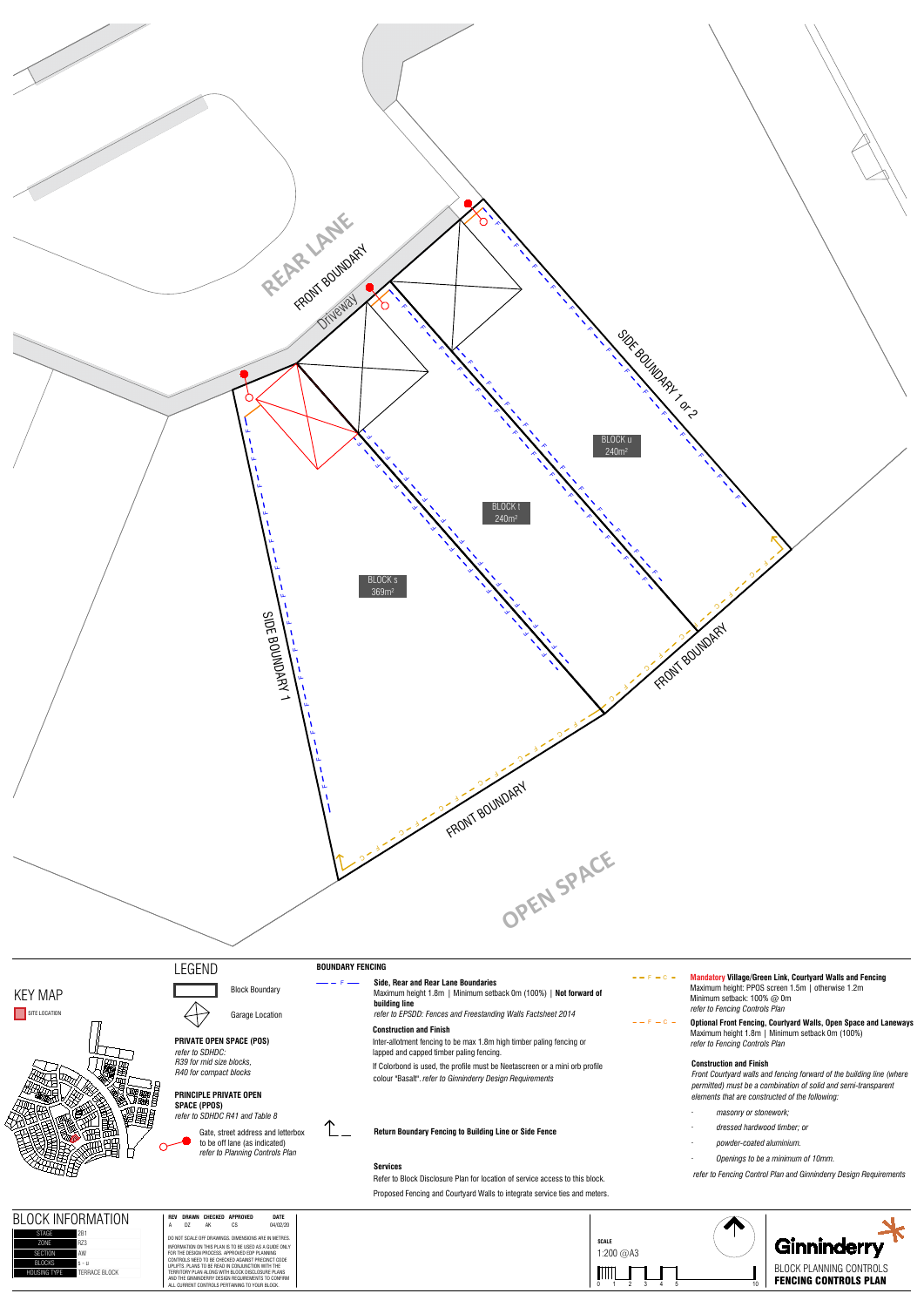REAR LANE

FRONT BOUNDARY

Driveway

SIDE BOUNDARY 1 or 2

BLOCK u
240m²

BLOCK t
240m²

BLOCK s
369m²

SIDE BOUNDARY 1

FRONT BOUNDARY

FRONT BOUNDARY

OPEN SPACE

## KEY MAP

SITE LOCATION

## LEGEND

Block Boundary

Garage Location

**PRIVATE OPEN SPACE (POS)**
*refer to SDHDC:*
*R39 for mid size blocks,*
*R40 for compact blocks*

**PRINCIPLE PRIVATE OPEN SPACE (PPOS)**
*refer to SDHDC R41 and Table 8*

Gate, street address and letterbox to be off lane (as indicated)
*refer to Planning Controls Plan*

## BOUNDARY FENCING

**Side, Rear and Rear Lane Boundaries**
Maximum height 1.8m | Minimum setback 0m (100%) | **Not forward of building line**
*refer to EPSDD: Fences and Freestanding Walls Factsheet 2014*

**Construction and Finish**
Inter-allotment fencing to be max 1.8m high timber paling fencing or lapped and capped timber paling fencing.

If Colorbond is used, the profile must be Neetascreen or a mini orb profile colour "Basalt". *refer to Ginninderry Design Requirements*

**Return Boundary Fencing to Building Line or Side Fence**

**Services**
Refer to Block Disclosure Plan for location of service access to this block.

Proposed Fencing and Courtyard Walls to integrate service ties and meters.

**Mandatory Village/Green Link, Courtyard Walls and Fencing**
Maximum height: PPOS screen 1.5m | otherwise 1.2m
Minimum setback: 100% @ 0m
*refer to Fencing Controls Plan*

**Optional Front Fencing, Courtyard Walls, Open Space and Laneways**
Maximum height 1.8m | Minimum setback 0m (100%)
*refer to Fencing Controls Plan*

**Construction and Finish**
*Front Courtyard walls and fencing forward of the building line (where permitted) must be a combination of solid and semi-transparent elements that are constructed of the following:*

- *masonry or stonework;*
- *dressed hardwood timber; or*
- *powder-coated aluminium.*
- *Openings to be a minimum of 10mm.*

*refer to Fencing Control Plan and Ginninderry Design Requirements*

## BLOCK INFORMATION

| | |
|---|---|
| STAGE | 2B1 |
| ZONE | RZ3 |
| SECTION | AW |
| BLOCKS | s - u |
| HOUSING TYPE | TERRACE BLOCK |

| REV | DRAWN | CHECKED | APPROVED | DATE |
|---|---|---|---|---|
| A | DZ | AK | CS | 04/02/20 |

DO NOT SCALE OFF DRAWINGS. DIMENSIONS ARE IN METRES.
INFORMATION ON THIS PLAN IS TO BE USED AS A GUIDE ONLY FOR THE DESIGN PROCESS. APPROVED EDP PLANNING CONTROLS NEED TO BE CHECKED AGAINST PRECINCT CODE UPLIFTS. PLANS TO BE READ IN CONJUNCTION WITH THE TERRITORY PLAN ALONG WITH BLOCK DISCLOSURE PLANS AND THE GINNINDERRY DESIGN REQUIREMENTS TO CONFIRM ALL CURRENT CONTROLS PERTAINING TO YOUR BLOCK.

SCALE
1:200 @A3
0 1 2 3 4 5 10

Ginninderry
BLOCK PLANNING CONTROLS
**FENCING CONTROLS PLAN**